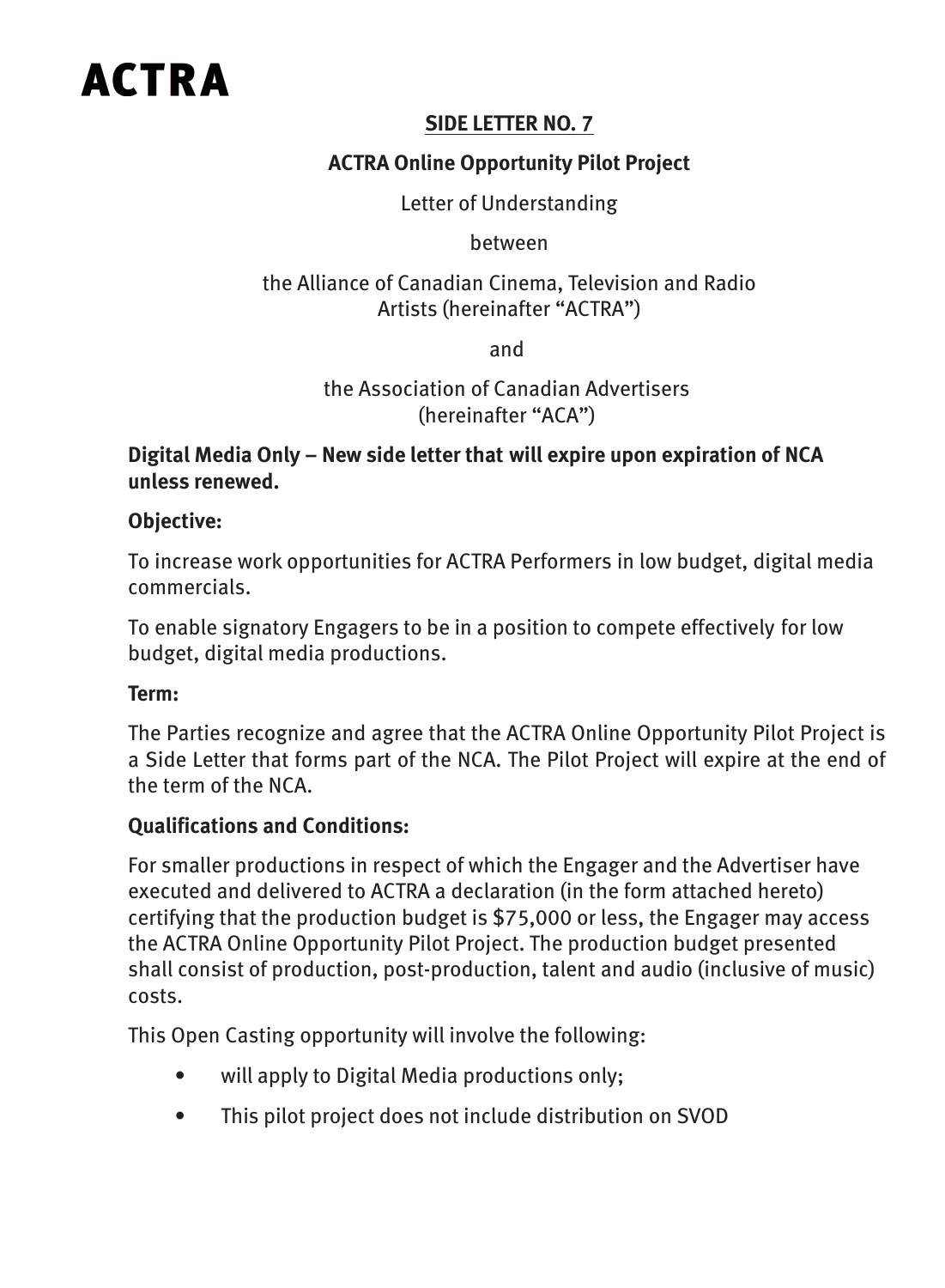# ACTRA

## SIDE LETTER NO. 7

**ACTRA Online Opportunity Pilot Project**

Letter of Understanding

between

the Alliance of Canadian Cinema, Television and Radio Artists (hereinafter "ACTRA")

and

the Association of Canadian Advertisers (hereinafter "ACA")

**Digital Media Only – New side letter that will expire upon expiration of NCA unless renewed.**

**Objective:**

To increase work opportunities for ACTRA Performers in low budget, digital media commercials.

To enable signatory Engagers to be in a position to compete effectively for low budget, digital media productions.

**Term:**

The Parties recognize and agree that the ACTRA Online Opportunity Pilot Project is a Side Letter that forms part of the NCA. The Pilot Project will expire at the end of the term of the NCA.

**Qualifications and Conditions:**

For smaller productions in respect of which the Engager and the Advertiser have executed and delivered to ACTRA a declaration (in the form attached hereto) certifying that the production budget is $75,000 or less, the Engager may access the ACTRA Online Opportunity Pilot Project. The production budget presented shall consist of production, post-production, talent and audio (inclusive of music) costs.

This Open Casting opportunity will involve the following:

- will apply to Digital Media productions only;
- This pilot project does not include distribution on SVOD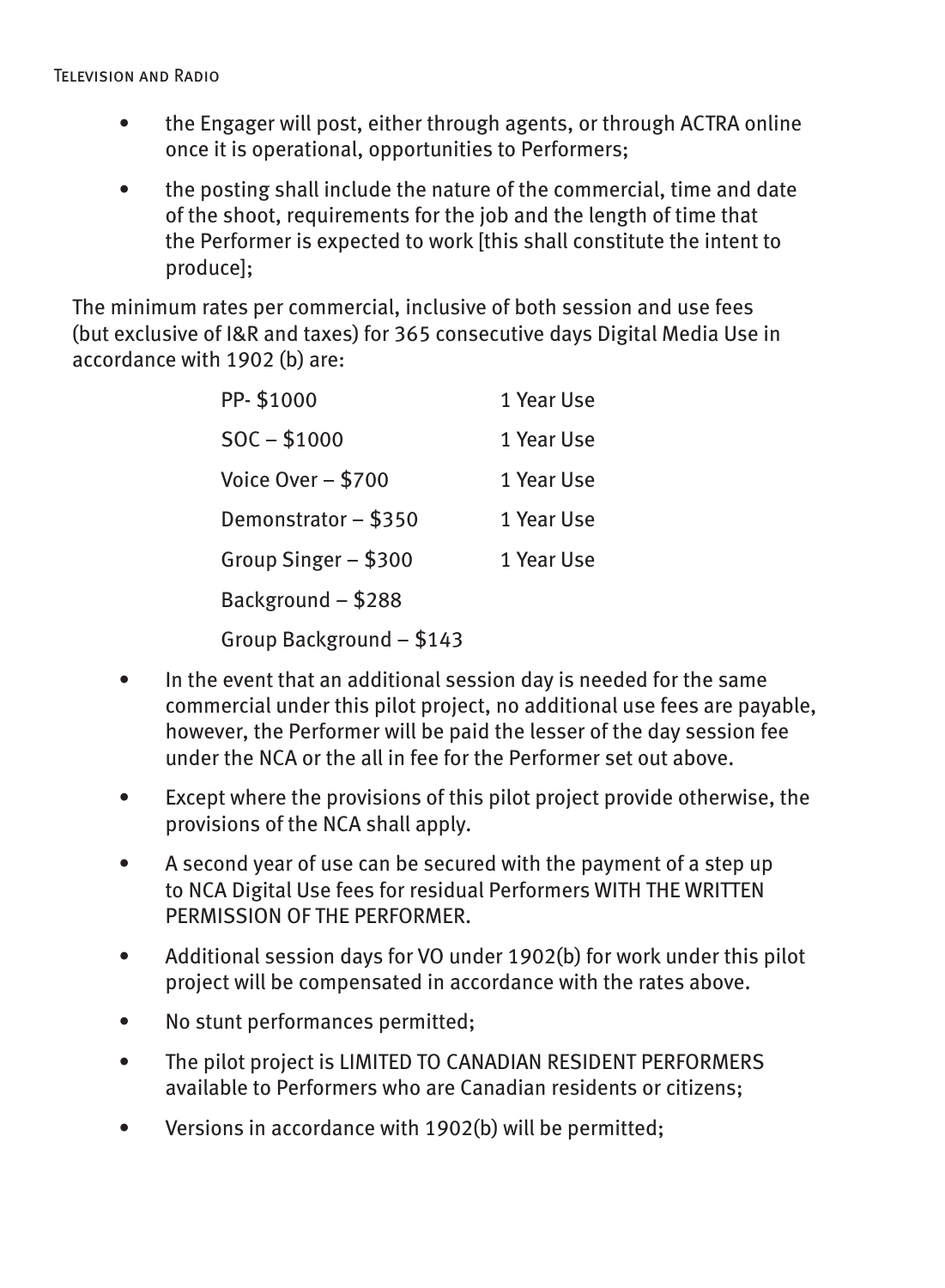- the Engager will post, either through agents, or through ACTRA online once it is operational, opportunities to Performers;
- the posting shall include the nature of the commercial, time and date of the shoot, requirements for the job and the length of time that the Performer is expected to work [this shall constitute the intent to produce];

The minimum rates per commercial, inclusive of both session and use fees (but exclusive of I&R and taxes) for 365 consecutive days Digital Media Use in accordance with 1902 (b) are:

| | |
|---|---|
| PP- $1000 | 1 Year Use |
| SOC – $1000 | 1 Year Use |
| Voice Over – $700 | 1 Year Use |
| Demonstrator – $350 | 1 Year Use |
| Group Singer – $300 | 1 Year Use |
| Background – $288 | |
| Group Background – $143 | |

- In the event that an additional session day is needed for the same commercial under this pilot project, no additional use fees are payable, however, the Performer will be paid the lesser of the day session fee under the NCA or the all in fee for the Performer set out above.
- Except where the provisions of this pilot project provide otherwise, the provisions of the NCA shall apply.
- A second year of use can be secured with the payment of a step up to NCA Digital Use fees for residual Performers WITH THE WRITTEN PERMISSION OF THE PERFORMER.
- Additional session days for VO under 1902(b) for work under this pilot project will be compensated in accordance with the rates above.
- No stunt performances permitted;
- The pilot project is LIMITED TO CANADIAN RESIDENT PERFORMERS available to Performers who are Canadian residents or citizens;
- Versions in accordance with 1902(b) will be permitted;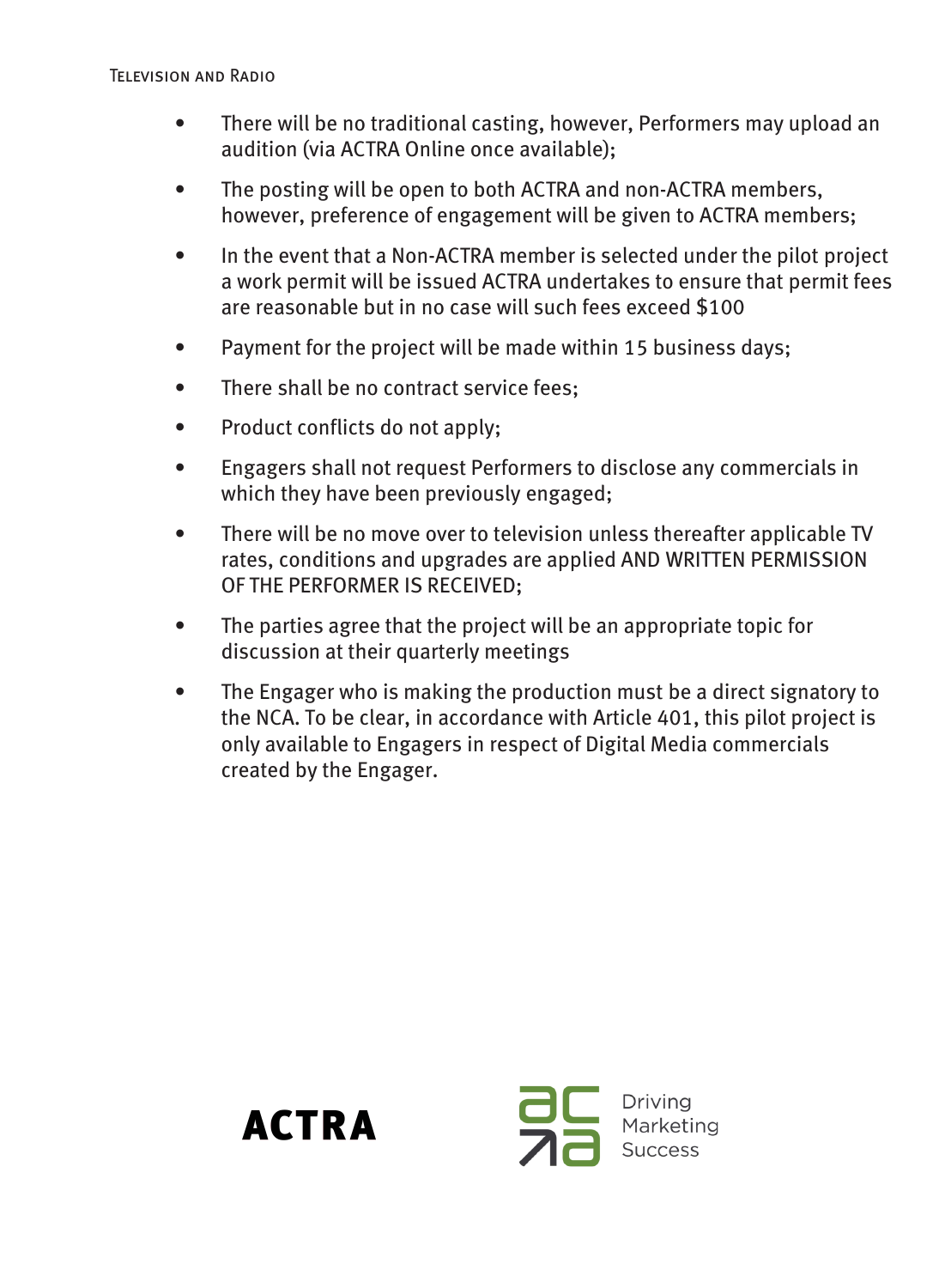- There will be no traditional casting, however, Performers may upload an audition (via ACTRA Online once available);
- The posting will be open to both ACTRA and non-ACTRA members, however, preference of engagement will be given to ACTRA members;
- In the event that a Non-ACTRA member is selected under the pilot project a work permit will be issued ACTRA undertakes to ensure that permit fees are reasonable but in no case will such fees exceed $100
- Payment for the project will be made within 15 business days;
- There shall be no contract service fees;
- Product conflicts do not apply;
- Engagers shall not request Performers to disclose any commercials in which they have been previously engaged;
- There will be no move over to television unless thereafter applicable TV rates, conditions and upgrades are applied AND WRITTEN PERMISSION OF THE PERFORMER IS RECEIVED;
- The parties agree that the project will be an appropriate topic for discussion at their quarterly meetings
- The Engager who is making the production must be a direct signatory to the NCA. To be clear, in accordance with Article 401, this pilot project is only available to Engagers in respect of Digital Media commercials created by the Engager.

ACTRA

Driving Marketing Success